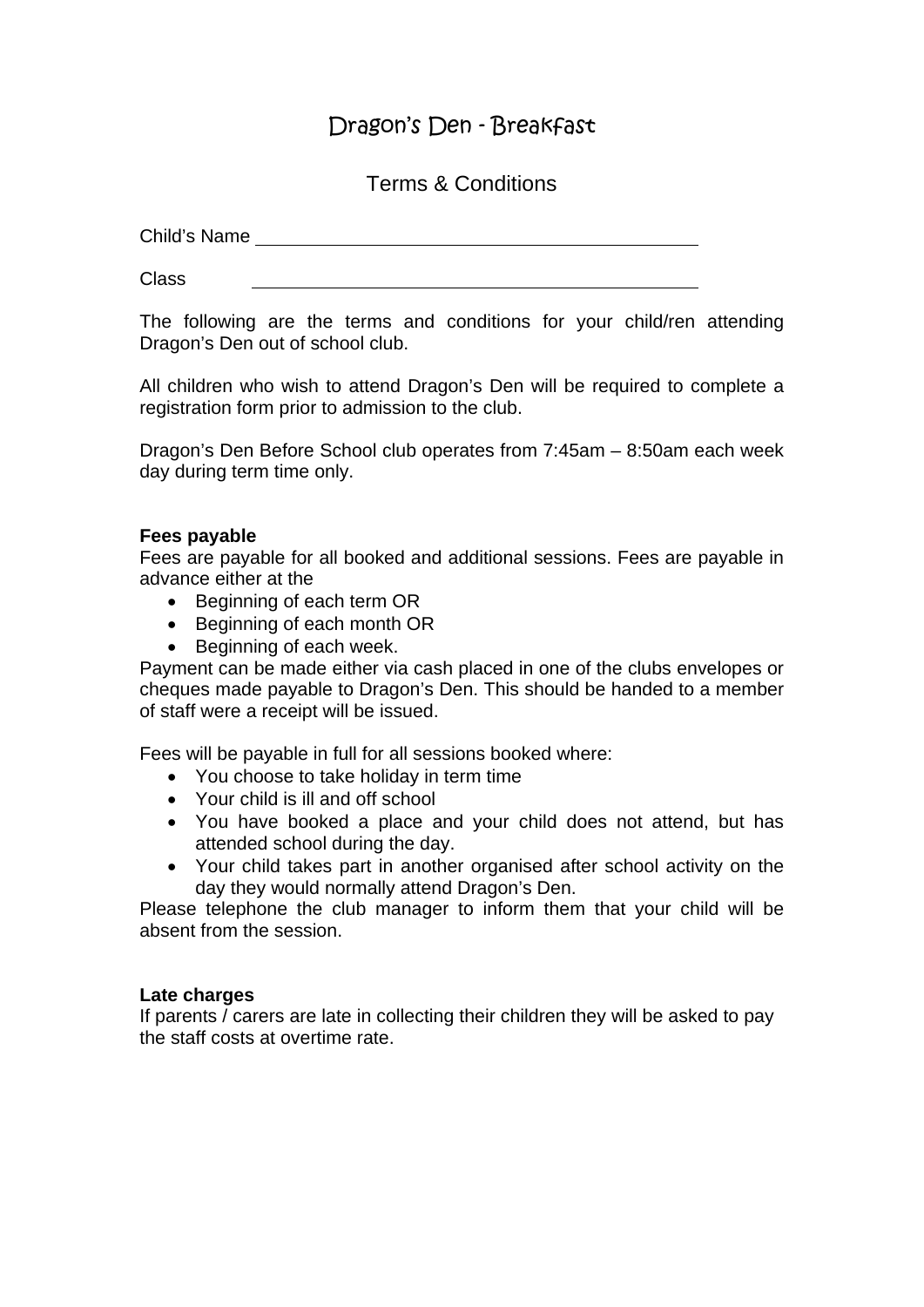# Dragon's Den - Breakfast

## Terms & Conditions

Child's Name ____________________________________________

Class ____________________________________________

The following are the terms and conditions for your child/ren attending Dragon's Den out of school club.

All children who wish to attend Dragon's Den will be required to complete a registration form prior to admission to the club.

Dragon's Den Before School club operates from 7:45am – 8:50am each week day during term time only.

**Fees payable**

Fees are payable for all booked and additional sessions. Fees are payable in advance either at the

- Beginning of each term OR
- Beginning of each month OR
- Beginning of each week.

Payment can be made either via cash placed in one of the clubs envelopes or cheques made payable to Dragon's Den. This should be handed to a member of staff were a receipt will be issued.

Fees will be payable in full for all sessions booked where:

- You choose to take holiday in term time
- Your child is ill and off school
- You have booked a place and your child does not attend, but has attended school during the day.
- Your child takes part in another organised after school activity on the day they would normally attend Dragon's Den.

Please telephone the club manager to inform them that your child will be absent from the session.

**Late charges**

If parents / carers are late in collecting their children they will be asked to pay the staff costs at overtime rate.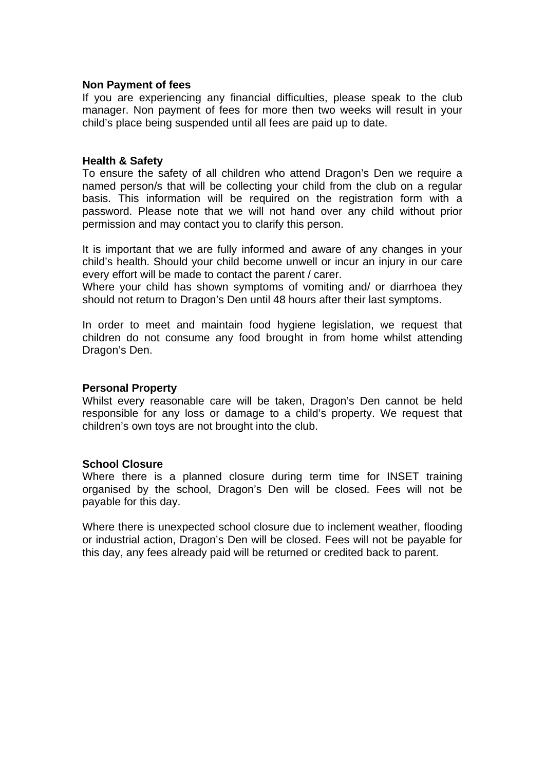**Non Payment of fees**

If you are experiencing any financial difficulties, please speak to the club manager. Non payment of fees for more then two weeks will result in your child's place being suspended until all fees are paid up to date.

**Health & Safety**

To ensure the safety of all children who attend Dragon's Den we require a named person/s that will be collecting your child from the club on a regular basis. This information will be required on the registration form with a password. Please note that we will not hand over any child without prior permission and may contact you to clarify this person.

It is important that we are fully informed and aware of any changes in your child's health. Should your child become unwell or incur an injury in our care every effort will be made to contact the parent / carer.

Where your child has shown symptoms of vomiting and/ or diarrhoea they should not return to Dragon's Den until 48 hours after their last symptoms.

In order to meet and maintain food hygiene legislation, we request that children do not consume any food brought in from home whilst attending Dragon's Den.

**Personal Property**

Whilst every reasonable care will be taken, Dragon's Den cannot be held responsible for any loss or damage to a child's property. We request that children's own toys are not brought into the club.

**School Closure**

Where there is a planned closure during term time for INSET training organised by the school, Dragon's Den will be closed. Fees will not be payable for this day.

Where there is unexpected school closure due to inclement weather, flooding or industrial action, Dragon's Den will be closed. Fees will not be payable for this day, any fees already paid will be returned or credited back to parent.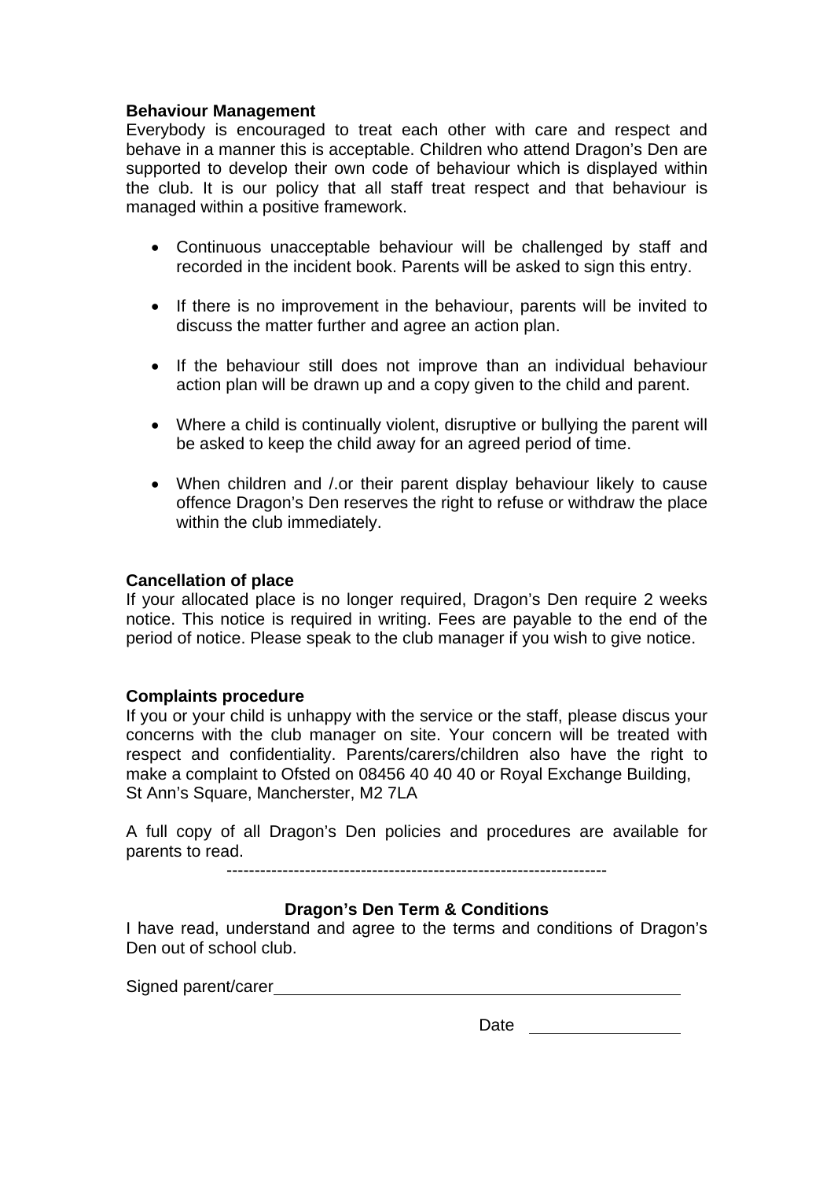**Behaviour Management**

Everybody is encouraged to treat each other with care and respect and behave in a manner this is acceptable. Children who attend Dragon's Den are supported to develop their own code of behaviour which is displayed within the club. It is our policy that all staff treat respect and that behaviour is managed within a positive framework.

- Continuous unacceptable behaviour will be challenged by staff and recorded in the incident book. Parents will be asked to sign this entry.
- If there is no improvement in the behaviour, parents will be invited to discuss the matter further and agree an action plan.
- If the behaviour still does not improve than an individual behaviour action plan will be drawn up and a copy given to the child and parent.
- Where a child is continually violent, disruptive or bullying the parent will be asked to keep the child away for an agreed period of time.
- When children and /.or their parent display behaviour likely to cause offence Dragon's Den reserves the right to refuse or withdraw the place within the club immediately.

**Cancellation of place**

If your allocated place is no longer required, Dragon's Den require 2 weeks notice. This notice is required in writing. Fees are payable to the end of the period of notice. Please speak to the club manager if you wish to give notice.

**Complaints procedure**

If you or your child is unhappy with the service or the staff, please discus your concerns with the club manager on site. Your concern will be treated with respect and confidentiality. Parents/carers/children also have the right to make a complaint to Ofsted on 08456 40 40 40 or Royal Exchange Building, St Ann's Square, Mancherster, M2 7LA

A full copy of all Dragon's Den policies and procedures are available for parents to read.

-------------------------------------------------------------------

**Dragon's Den Term & Conditions**

I have read, understand and agree to the terms and conditions of Dragon's Den out of school club.

Signed parent/carer\_\_\_\_\_\_\_\_\_\_\_\_\_\_\_\_\_\_\_\_\_\_\_\_\_\_\_\_\_\_\_\_\_\_\_\_\_\_\_\_\_\_\_

Date \_\_\_\_\_\_\_\_\_\_\_\_\_\_\_\_